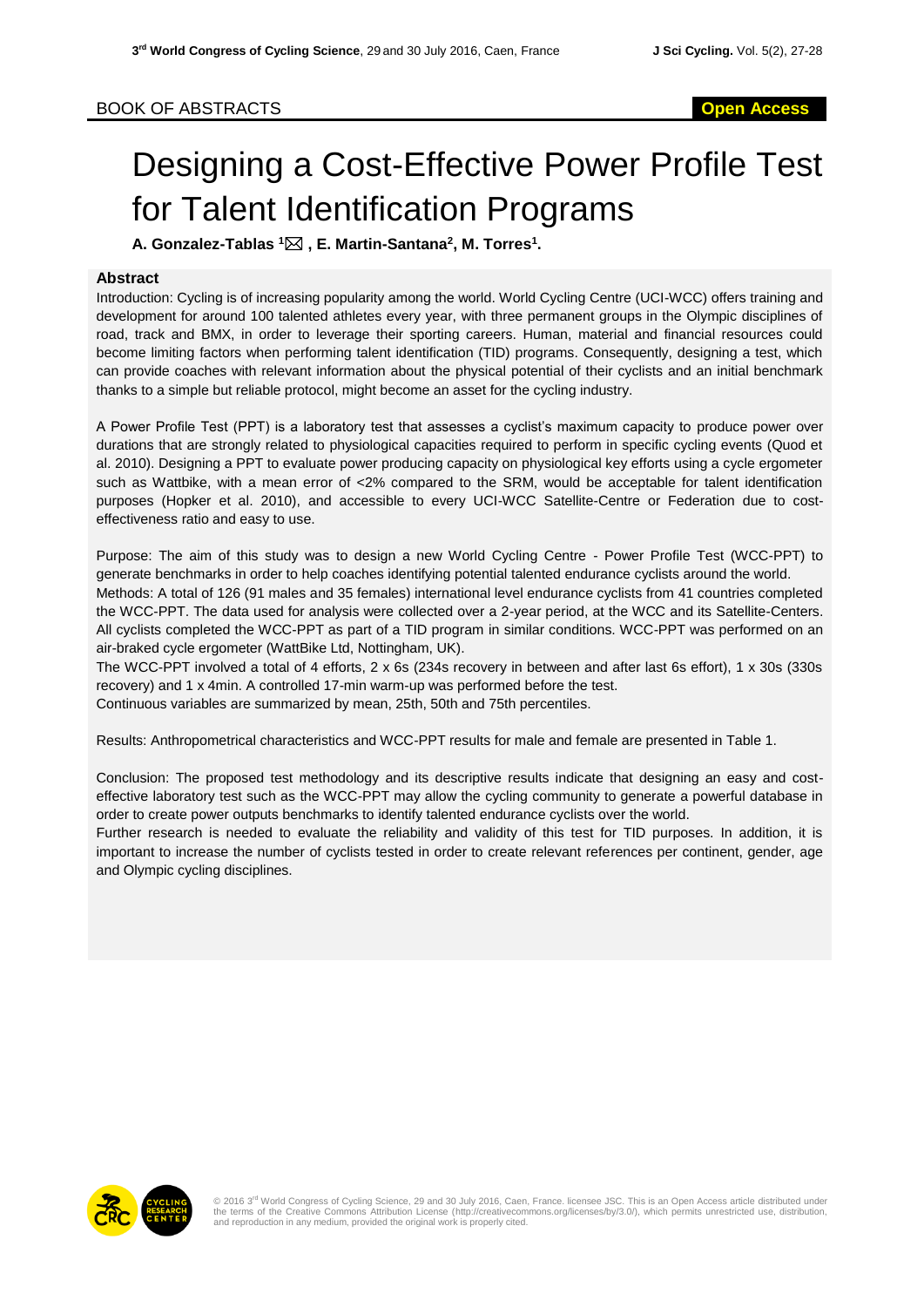BOOK OF ABSTRACTS

**Open Access**

# Designing a Cost-Effective Power Profile Test for Talent Identification Programs

**A. Gonzalez-Tablas [1] ✉ , E. Martin-Santana[2], M. Torres[1].**

### Abstract

Introduction: Cycling is of increasing popularity among the world. World Cycling Centre (UCI-WCC) offers training and development for around 100 talented athletes every year, with three permanent groups in the Olympic disciplines of road, track and BMX, in order to leverage their sporting careers. Human, material and financial resources could become limiting factors when performing talent identification (TID) programs. Consequently, designing a test, which can provide coaches with relevant information about the physical potential of their cyclists and an initial benchmark thanks to a simple but reliable protocol, might become an asset for the cycling industry.

A Power Profile Test (PPT) is a laboratory test that assesses a cyclist's maximum capacity to produce power over durations that are strongly related to physiological capacities required to perform in specific cycling events (Quod et al. 2010). Designing a PPT to evaluate power producing capacity on physiological key efforts using a cycle ergometer such as Wattbike, with a mean error of <2% compared to the SRM, would be acceptable for talent identification purposes (Hopker et al. 2010), and accessible to every UCI-WCC Satellite-Centre or Federation due to cost-effectiveness ratio and easy to use.

Purpose: The aim of this study was to design a new World Cycling Centre - Power Profile Test (WCC-PPT) to generate benchmarks in order to help coaches identifying potential talented endurance cyclists around the world.

Methods: A total of 126 (91 males and 35 females) international level endurance cyclists from 41 countries completed the WCC-PPT. The data used for analysis were collected over a 2-year period, at the WCC and its Satellite-Centers. All cyclists completed the WCC-PPT as part of a TID program in similar conditions. WCC-PPT was performed on an air-braked cycle ergometer (WattBike Ltd, Nottingham, UK).

The WCC-PPT involved a total of 4 efforts, 2 x 6s (234s recovery in between and after last 6s effort), 1 x 30s (330s recovery) and 1 x 4min. A controlled 17-min warm-up was performed before the test.

Continuous variables are summarized by mean, 25th, 50th and 75th percentiles.

Results: Anthropometrical characteristics and WCC-PPT results for male and female are presented in Table 1.

Conclusion: The proposed test methodology and its descriptive results indicate that designing an easy and cost-effective laboratory test such as the WCC-PPT may allow the cycling community to generate a powerful database in order to create power outputs benchmarks to identify talented endurance cyclists over the world.

Further research is needed to evaluate the reliability and validity of this test for TID purposes. In addition, it is important to increase the number of cyclists tested in order to create relevant references per continent, gender, age and Olympic cycling disciplines.

© 2016 3rd World Congress of Cycling Science, 29 and 30 July 2016, Caen, France. licensee JSC. This is an Open Access article distributed under the terms of the Creative Commons Attribution License (http://creativecommons.org/licenses/by/3.0/), which permits unrestricted use, distribution, and reproduction in any medium, provided the original work is properly cited.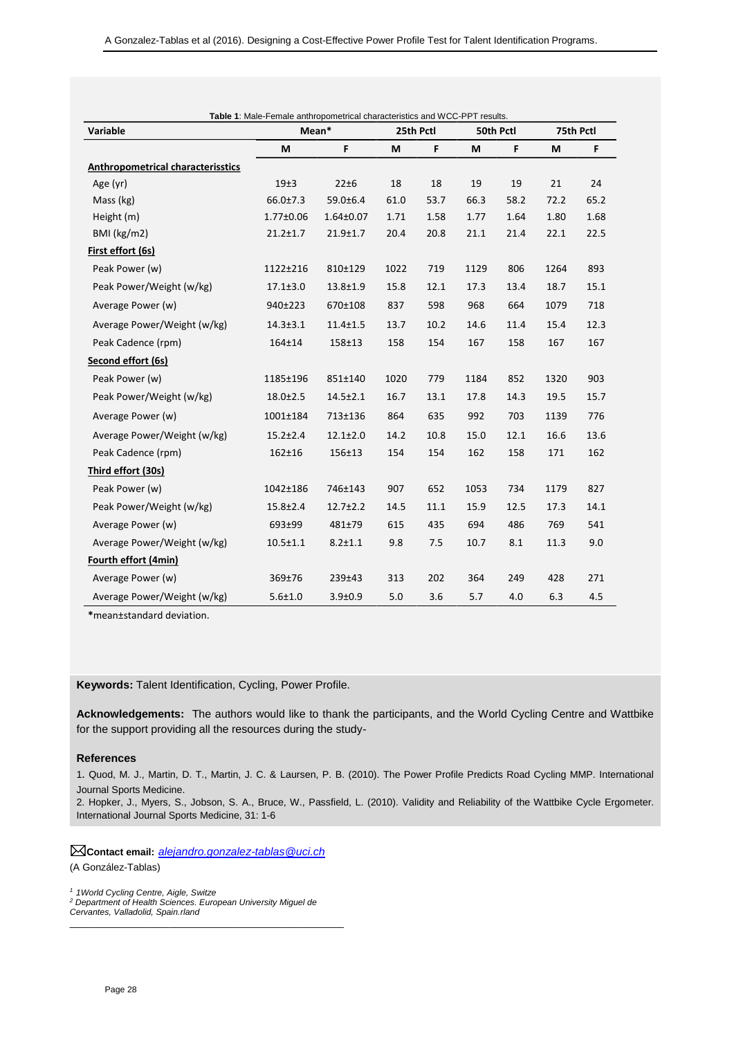**Table 1**: Male-Female anthropometrical characteristics and WCC-PPT results.

| Variable | Mean* | | 25th Pctl | | 50th Pctl | | 75th Pctl | |
|---|---|---|---|---|---|---|---|---|
| | M | F | M | F | M | F | M | F |
| **Anthropometrical characterisstics** | | | | | | | | |
| Age (yr) | 19±3 | 22±6 | 18 | 18 | 19 | 19 | 21 | 24 |
| Mass (kg) | 66.0±7.3 | 59.0±6.4 | 61.0 | 53.7 | 66.3 | 58.2 | 72.2 | 65.2 |
| Height (m) | 1.77±0.06 | 1.64±0.07 | 1.71 | 1.58 | 1.77 | 1.64 | 1.80 | 1.68 |
| BMI (kg/m2) | 21.2±1.7 | 21.9±1.7 | 20.4 | 20.8 | 21.1 | 21.4 | 22.1 | 22.5 |
| **First effort (6s)** | | | | | | | | |
| Peak Power (w) | 1122±216 | 810±129 | 1022 | 719 | 1129 | 806 | 1264 | 893 |
| Peak Power/Weight (w/kg) | 17.1±3.0 | 13.8±1.9 | 15.8 | 12.1 | 17.3 | 13.4 | 18.7 | 15.1 |
| Average Power (w) | 940±223 | 670±108 | 837 | 598 | 968 | 664 | 1079 | 718 |
| Average Power/Weight (w/kg) | 14.3±3.1 | 11.4±1.5 | 13.7 | 10.2 | 14.6 | 11.4 | 15.4 | 12.3 |
| Peak Cadence (rpm) | 164±14 | 158±13 | 158 | 154 | 167 | 158 | 167 | 167 |
| **Second effort (6s)** | | | | | | | | |
| Peak Power (w) | 1185±196 | 851±140 | 1020 | 779 | 1184 | 852 | 1320 | 903 |
| Peak Power/Weight (w/kg) | 18.0±2.5 | 14.5±2.1 | 16.7 | 13.1 | 17.8 | 14.3 | 19.5 | 15.7 |
| Average Power (w) | 1001±184 | 713±136 | 864 | 635 | 992 | 703 | 1139 | 776 |
| Average Power/Weight (w/kg) | 15.2±2.4 | 12.1±2.0 | 14.2 | 10.8 | 15.0 | 12.1 | 16.6 | 13.6 |
| Peak Cadence (rpm) | 162±16 | 156±13 | 154 | 154 | 162 | 158 | 171 | 162 |
| **Third effort (30s)** | | | | | | | | |
| Peak Power (w) | 1042±186 | 746±143 | 907 | 652 | 1053 | 734 | 1179 | 827 |
| Peak Power/Weight (w/kg) | 15.8±2.4 | 12.7±2.2 | 14.5 | 11.1 | 15.9 | 12.5 | 17.3 | 14.1 |
| Average Power (w) | 693±99 | 481±79 | 615 | 435 | 694 | 486 | 769 | 541 |
| Average Power/Weight (w/kg) | 10.5±1.1 | 8.2±1.1 | 9.8 | 7.5 | 10.7 | 8.1 | 11.3 | 9.0 |
| **Fourth effort (4min)** | | | | | | | | |
| Average Power (w) | 369±76 | 239±43 | 313 | 202 | 364 | 249 | 428 | 271 |
| Average Power/Weight (w/kg) | 5.6±1.0 | 3.9±0.9 | 5.0 | 3.6 | 5.7 | 4.0 | 6.3 | 4.5 |

*mean±standard deviation.

**Keywords:** Talent Identification, Cycling, Power Profile.

**Acknowledgements:** The authors would like to thank the participants, and the World Cycling Centre and Wattbike for the support providing all the resources during the study-

### References

1. Quod, M. J., Martin, D. T., Martin, J. C. & Laursen, P. B. (2010). The Power Profile Predicts Road Cycling MMP. International Journal Sports Medicine.
2. Hopker, J., Myers, S., Jobson, S. A., Bruce, W., Passfield, L. (2010). Validity and Reliability of the Wattbike Cycle Ergometer. International Journal Sports Medicine, 31: 1-6

**Contact email:** *alejandro.gonzalez-tablas@uci.ch*
(A González-Tablas)

[1] 1World Cycling Centre, Aigle, Switze
[2] Department of Health Sciences. European University Miguel de Cervantes, Valladolid, Spain.rland